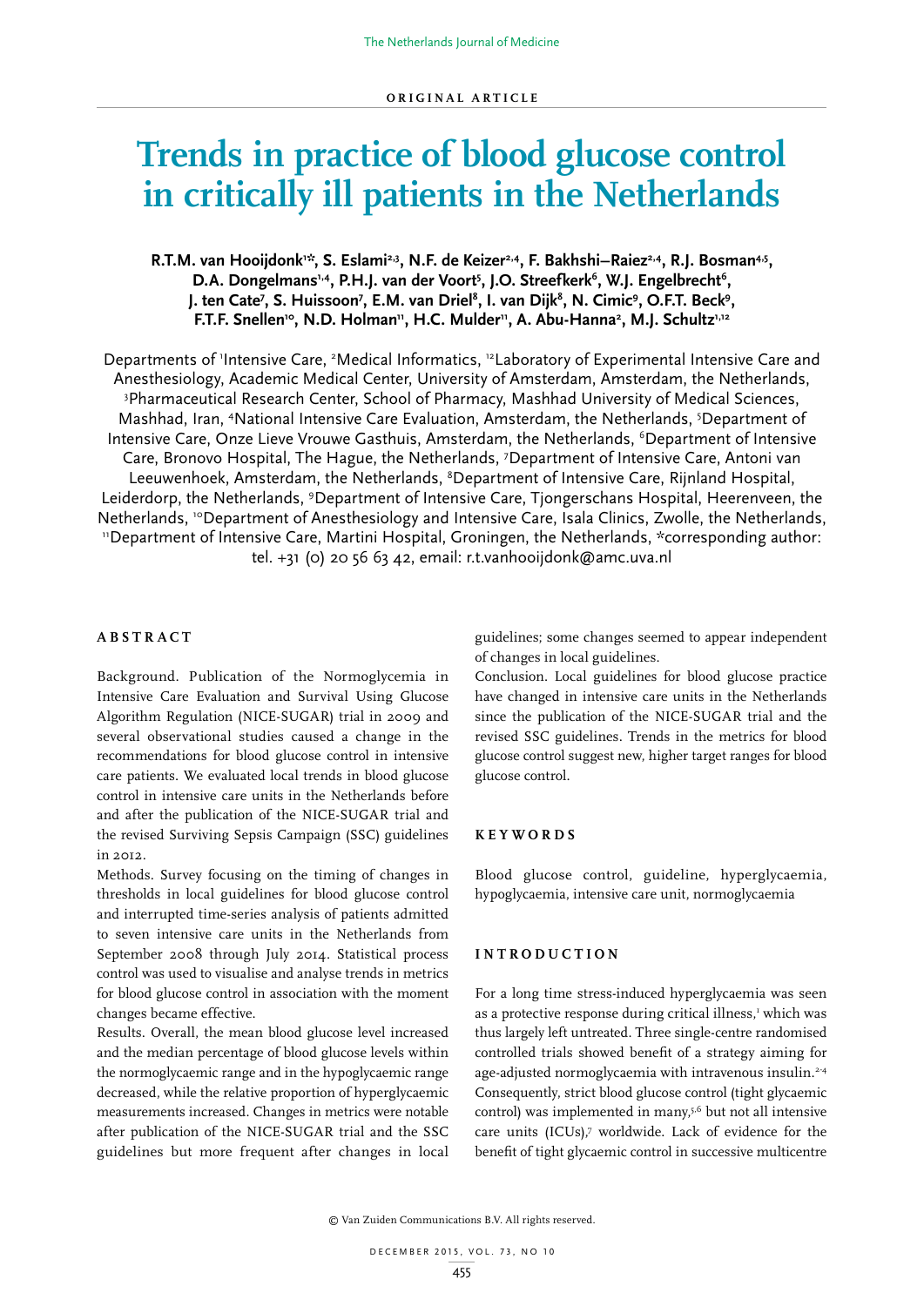ORIGINAL ARTICLE

# Trends in practice of blood glucose control in critically ill patients in the Netherlands

**R.T.M. van Hooijdonk[1]*, S. Eslami[2,3], N.F. de Keizer[2,4], F. Bakhshi–Raiez[2,4], R.J. Bosman[4,5], D.A. Dongelmans[1,4], P.H.J. van der Voort[5], J.O. Streefkerk[6], W.J. Engelbrecht[6], J. ten Cate[7], S. Huissoon[7], E.M. van Driel[8], I. van Dijk[8], N. Cimic[9], O.F.T. Beck[9], F.T.F. Snellen[10], N.D. Holman[11], H.C. Mulder[11], A. Abu-Hanna[2], M.J. Schultz[1,12]**

Departments of [1]Intensive Care, [2]Medical Informatics, [12]Laboratory of Experimental Intensive Care and Anesthesiology, Academic Medical Center, University of Amsterdam, Amsterdam, the Netherlands, [3]Pharmaceutical Research Center, School of Pharmacy, Mashhad University of Medical Sciences, Mashhad, Iran, [4]National Intensive Care Evaluation, Amsterdam, the Netherlands, [5]Department of Intensive Care, Onze Lieve Vrouwe Gasthuis, Amsterdam, the Netherlands, [6]Department of Intensive Care, Bronovo Hospital, The Hague, the Netherlands, [7]Department of Intensive Care, Antoni van Leeuwenhoek, Amsterdam, the Netherlands, [8]Department of Intensive Care, Rijnland Hospital, Leiderdorp, the Netherlands, [9]Department of Intensive Care, Tjongerschans Hospital, Heerenveen, the Netherlands, [10]Department of Anesthesiology and Intensive Care, Isala Clinics, Zwolle, the Netherlands, [11]Department of Intensive Care, Martini Hospital, Groningen, the Netherlands, *corresponding author: tel. +31 (0) 20 56 63 42, email: r.t.vanhooijdonk@amc.uva.nl

## ABSTRACT

Background. Publication of the Normoglycemia in Intensive Care Evaluation and Survival Using Glucose Algorithm Regulation (NICE-SUGAR) trial in 2009 and several observational studies caused a change in the recommendations for blood glucose control in intensive care patients. We evaluated local trends in blood glucose control in intensive care units in the Netherlands before and after the publication of the NICE-SUGAR trial and the revised Surviving Sepsis Campaign (SSC) guidelines in 2012.

Methods. Survey focusing on the timing of changes in thresholds in local guidelines for blood glucose control and interrupted time-series analysis of patients admitted to seven intensive care units in the Netherlands from September 2008 through July 2014. Statistical process control was used to visualise and analyse trends in metrics for blood glucose control in association with the moment changes became effective.

Results. Overall, the mean blood glucose level increased and the median percentage of blood glucose levels within the normoglycaemic range and in the hypoglycaemic range decreased, while the relative proportion of hyperglycaemic measurements increased. Changes in metrics were notable after publication of the NICE-SUGAR trial and the SSC guidelines but more frequent after changes in local guidelines; some changes seemed to appear independent of changes in local guidelines.

Conclusion. Local guidelines for blood glucose practice have changed in intensive care units in the Netherlands since the publication of the NICE-SUGAR trial and the revised SSC guidelines. Trends in the metrics for blood glucose control suggest new, higher target ranges for blood glucose control.

## KEYWORDS

Blood glucose control, guideline, hyperglycaemia, hypoglycaemia, intensive care unit, normoglycaemia

## INTRODUCTION

For a long time stress-induced hyperglycaemia was seen as a protective response during critical illness,[1] which was thus largely left untreated. Three single-centre randomised controlled trials showed benefit of a strategy aiming for age-adjusted normoglycaemia with intravenous insulin.[2-4] Consequently, strict blood glucose control (tight glycaemic control) was implemented in many,[5,6] but not all intensive care units (ICUs),[7] worldwide. Lack of evidence for the benefit of tight glycaemic control in successive multicentre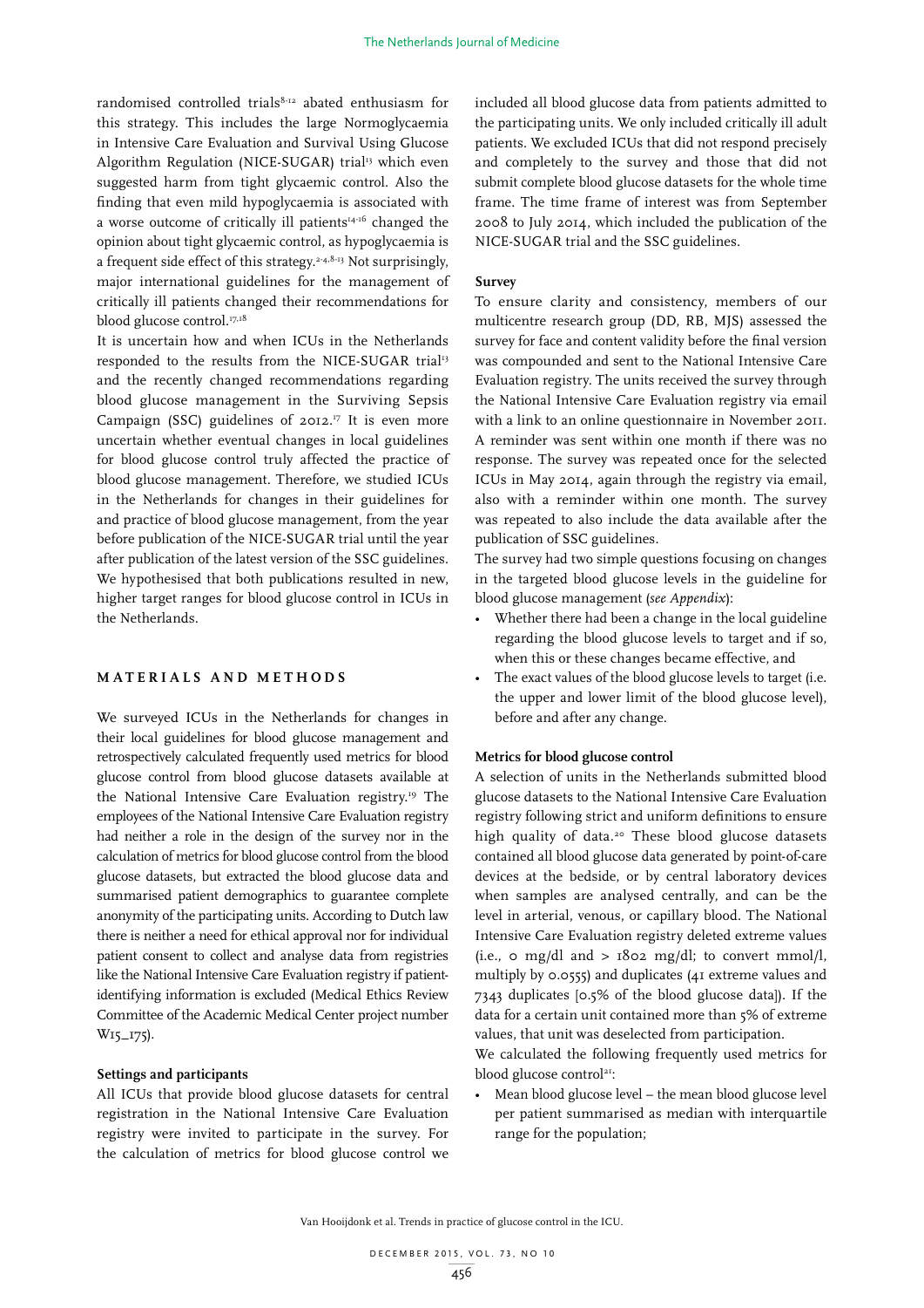randomised controlled trials[8-12] abated enthusiasm for this strategy. This includes the large Normoglycaemia in Intensive Care Evaluation and Survival Using Glucose Algorithm Regulation (NICE-SUGAR) trial[13] which even suggested harm from tight glycaemic control. Also the finding that even mild hypoglycaemia is associated with a worse outcome of critically ill patients[14-16] changed the opinion about tight glycaemic control, as hypoglycaemia is a frequent side effect of this strategy.[2-4,8-13] Not surprisingly, major international guidelines for the management of critically ill patients changed their recommendations for blood glucose control.[17,18]

It is uncertain how and when ICUs in the Netherlands responded to the results from the NICE-SUGAR trial[13] and the recently changed recommendations regarding blood glucose management in the Surviving Sepsis Campaign (SSC) guidelines of 2012.[17] It is even more uncertain whether eventual changes in local guidelines for blood glucose control truly affected the practice of blood glucose management. Therefore, we studied ICUs in the Netherlands for changes in their guidelines for and practice of blood glucose management, from the year before publication of the NICE-SUGAR trial until the year after publication of the latest version of the SSC guidelines. We hypothesised that both publications resulted in new, higher target ranges for blood glucose control in ICUs in the Netherlands.

## MATERIALS AND METHODS

We surveyed ICUs in the Netherlands for changes in their local guidelines for blood glucose management and retrospectively calculated frequently used metrics for blood glucose control from blood glucose datasets available at the National Intensive Care Evaluation registry.[19] The employees of the National Intensive Care Evaluation registry had neither a role in the design of the survey nor in the calculation of metrics for blood glucose control from the blood glucose datasets, but extracted the blood glucose data and summarised patient demographics to guarantee complete anonymity of the participating units. According to Dutch law there is neither a need for ethical approval nor for individual patient consent to collect and analyse data from registries like the National Intensive Care Evaluation registry if patient-identifying information is excluded (Medical Ethics Review Committee of the Academic Medical Center project number W15_175).

### Settings and participants

All ICUs that provide blood glucose datasets for central registration in the National Intensive Care Evaluation registry were invited to participate in the survey. For the calculation of metrics for blood glucose control we included all blood glucose data from patients admitted to the participating units. We only included critically ill adult patients. We excluded ICUs that did not respond precisely and completely to the survey and those that did not submit complete blood glucose datasets for the whole time frame. The time frame of interest was from September 2008 to July 2014, which included the publication of the NICE-SUGAR trial and the SSC guidelines.

### Survey

To ensure clarity and consistency, members of our multicentre research group (DD, RB, MJS) assessed the survey for face and content validity before the final version was compounded and sent to the National Intensive Care Evaluation registry. The units received the survey through the National Intensive Care Evaluation registry via email with a link to an online questionnaire in November 2011. A reminder was sent within one month if there was no response. The survey was repeated once for the selected ICUs in May 2014, again through the registry via email, also with a reminder within one month. The survey was repeated to also include the data available after the publication of SSC guidelines.

The survey had two simple questions focusing on changes in the targeted blood glucose levels in the guideline for blood glucose management (*see Appendix*):

- Whether there had been a change in the local guideline regarding the blood glucose levels to target and if so, when this or these changes became effective, and
- The exact values of the blood glucose levels to target (i.e. the upper and lower limit of the blood glucose level), before and after any change.

### Metrics for blood glucose control

A selection of units in the Netherlands submitted blood glucose datasets to the National Intensive Care Evaluation registry following strict and uniform definitions to ensure high quality of data.[20] These blood glucose datasets contained all blood glucose data generated by point-of-care devices at the bedside, or by central laboratory devices when samples are analysed centrally, and can be the level in arterial, venous, or capillary blood. The National Intensive Care Evaluation registry deleted extreme values (i.e., 0 mg/dl and > 1802 mg/dl; to convert mmol/l, multiply by 0.0555) and duplicates (41 extreme values and 7343 duplicates [0.5% of the blood glucose data]). If the data for a certain unit contained more than 5% of extreme values, that unit was deselected from participation.

We calculated the following frequently used metrics for blood glucose control[21]:

- Mean blood glucose level – the mean blood glucose level per patient summarised as median with interquartile range for the population;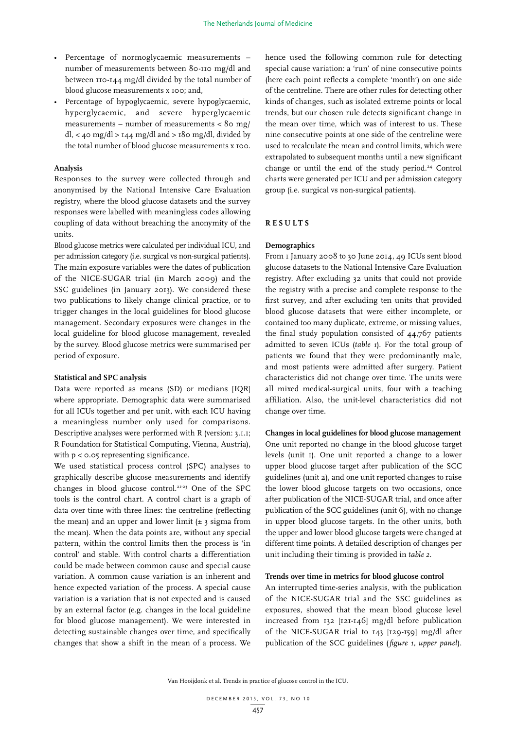- Percentage of normoglycaemic measurements – number of measurements between 80-110 mg/dl and between 110-144 mg/dl divided by the total number of blood glucose measurements x 100; and,
- Percentage of hypoglycaemic, severe hypoglycaemic, hyperglycaemic, and severe hyperglycaemic measurements – number of measurements < 80 mg/dl, < 40 mg/dl > 144 mg/dl and > 180 mg/dl, divided by the total number of blood glucose measurements x 100.

### Analysis

Responses to the survey were collected through and anonymised by the National Intensive Care Evaluation registry, where the blood glucose datasets and the survey responses were labelled with meaningless codes allowing coupling of data without breaching the anonymity of the units.

Blood glucose metrics were calculated per individual ICU, and per admission category (i.e. surgical vs non-surgical patients). The main exposure variables were the dates of publication of the NICE-SUGAR trial (in March 2009) and the SSC guidelines (in January 2013). We considered these two publications to likely change clinical practice, or to trigger changes in the local guidelines for blood glucose management. Secondary exposures were changes in the local guideline for blood glucose management, revealed by the survey. Blood glucose metrics were summarised per period of exposure.

### Statistical and SPC analysis

Data were reported as means (SD) or medians [IQR] where appropriate. Demographic data were summarised for all ICUs together and per unit, with each ICU having a meaningless number only used for comparisons. Descriptive analyses were performed with R (version: 3.1.1; R Foundation for Statistical Computing, Vienna, Austria), with $p < 0.05$ representing significance.

We used statistical process control (SPC) analyses to graphically describe glucose measurements and identify changes in blood glucose control.[21-23] One of the SPC tools is the control chart. A control chart is a graph of data over time with three lines: the centreline (reflecting the mean) and an upper and lower limit (± 3 sigma from the mean). When the data points are, without any special pattern, within the control limits then the process is 'in control' and stable. With control charts a differentiation could be made between common cause and special cause variation. A common cause variation is an inherent and hence expected variation of the process. A special cause variation is a variation that is not expected and is caused by an external factor (e.g. changes in the local guideline for blood glucose management). We were interested in detecting sustainable changes over time, and specifically changes that show a shift in the mean of a process. We hence used the following common rule for detecting special cause variation: a 'run' of nine consecutive points (here each point reflects a complete 'month') on one side of the centreline. There are other rules for detecting other kinds of changes, such as isolated extreme points or local trends, but our chosen rule detects significant change in the mean over time, which was of interest to us. These nine consecutive points at one side of the centreline were used to recalculate the mean and control limits, which were extrapolated to subsequent months until a new significant change or until the end of the study period.[24] Control charts were generated per ICU and per admission category group (i.e. surgical vs non-surgical patients).

## RESULTS

### Demographics

From 1 January 2008 to 30 June 2014, 49 ICUs sent blood glucose datasets to the National Intensive Care Evaluation registry. After excluding 32 units that could not provide the registry with a precise and complete response to the first survey, and after excluding ten units that provided blood glucose datasets that were either incomplete, or contained too many duplicate, extreme, or missing values, the final study population consisted of 44,767 patients admitted to seven ICUs (*table 1*). For the total group of patients we found that they were predominantly male, and most patients were admitted after surgery. Patient characteristics did not change over time. The units were all mixed medical-surgical units, four with a teaching affiliation. Also, the unit-level characteristics did not change over time.

### Changes in local guidelines for blood glucose management

One unit reported no change in the blood glucose target levels (unit 1). One unit reported a change to a lower upper blood glucose target after publication of the SCC guidelines (unit 2), and one unit reported changes to raise the lower blood glucose targets on two occasions, once after publication of the NICE-SUGAR trial, and once after publication of the SCC guidelines (unit 6), with no change in upper blood glucose targets. In the other units, both the upper and lower blood glucose targets were changed at different time points. A detailed description of changes per unit including their timing is provided in *table 2*.

### Trends over time in metrics for blood glucose control

An interrupted time-series analysis, with the publication of the NICE-SUGAR trial and the SSC guidelines as exposures, showed that the mean blood glucose level increased from 132 [121-146] mg/dl before publication of the NICE-SUGAR trial to 143 [129-159] mg/dl after publication of the SCC guidelines (*figure 1, upper panel*).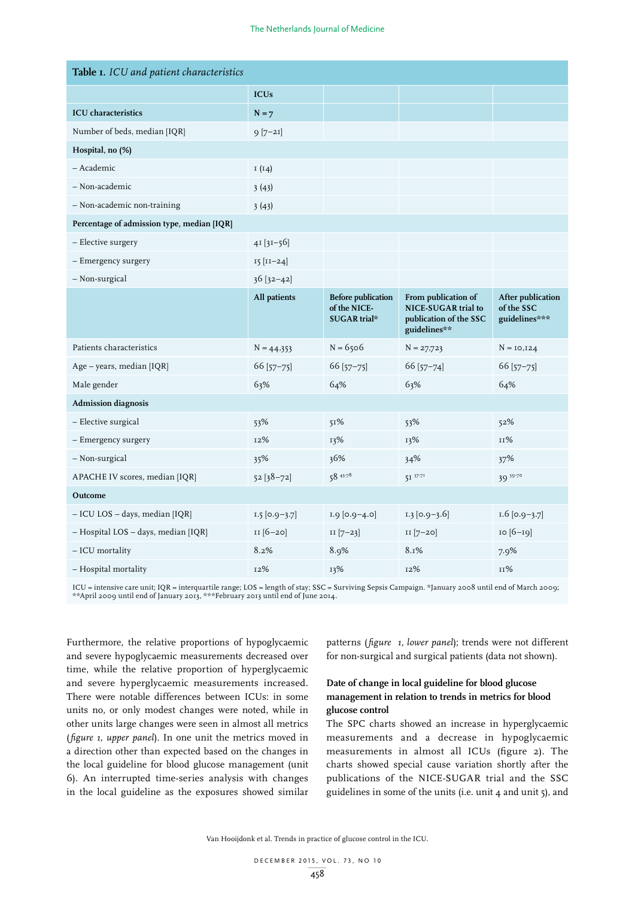**Table 1.** *ICU and patient characteristics*

| | ICUs | | | |
|---|---|---|---|---|
| **ICU characteristics** | **N = 7** | | | |
| Number of beds, median [IQR] | 9 [7–21] | | | |
| **Hospital, no (%)** | | | | |
| – Academic | 1 (14) | | | |
| – Non-academic | 3 (43) | | | |
| – Non-academic non-training | 3 (43) | | | |
| **Percentage of admission type, median [IQR]** | | | | |
| – Elective surgery | 41 [31–56] | | | |
| – Emergency surgery | 15 [11–24] | | | |
| – Non-surgical | 36 [32–42] | | | |
| | **All patients** | **Before publication of the NICE-SUGAR trial*** | **From publication of NICE-SUGAR trial to publication of the SSC guidelines**** | **After publication of the SSC guidelines***** |
| Patients characteristics | N = 44,353 | N = 6506 | N = 27,723 | N = 10,124 |
| Age – years, median [IQR] | 66 [57–75] | 66 [57–75] | 66 [57–74] | 66 [57–75] |
| Male gender | 63% | 64% | 63% | 64% |
| **Admission diagnosis** | | | | |
| – Elective surgical | 53% | 51% | 53% | 52% |
| – Emergency surgery | 12% | 13% | 13% | 11% |
| – Non-surgical | 35% | 36% | 34% | 37% |
| APACHE IV scores, median [IQR] | 52 [38–72] | 58 [43-78] | 51 [37-71] | 39 [39-70] |
| **Outcome** | | | | |
| – ICU LOS – days, median [IQR] | 1.5 [0.9–3.7] | 1.9 [0.9–4.0] | 1.3 [0.9–3.6] | 1.6 [0.9–3.7] |
| – Hospital LOS – days, median [IQR] | 11 [6–20] | 11 [7–23] | 11 [7–20] | 10 [6–19] |
| – ICU mortality | 8.2% | 8.9% | 8.1% | 7.9% |
| – Hospital mortality | 12% | 13% | 12% | 11% |

ICU = intensive care unit; IQR = interquartile range; LOS = length of stay; SSC = Surviving Sepsis Campaign. *January 2008 until end of March 2009; **April 2009 until end of January 2013, ***February 2013 until end of June 2014.

Furthermore, the relative proportions of hypoglycaemic and severe hypoglycaemic measurements decreased over time, while the relative proportion of hyperglycaemic and severe hyperglycaemic measurements increased. There were notable differences between ICUs: in some units no, or only modest changes were noted, while in other units large changes were seen in almost all metrics (*figure 1, upper panel*). In one unit the metrics moved in a direction other than expected based on the changes in the local guideline for blood glucose management (unit 6). An interrupted time-series analysis with changes in the local guideline as the exposures showed similar patterns (*figure 1, lower panel*); trends were not different for non-surgical and surgical patients (data not shown).

### Date of change in local guideline for blood glucose management in relation to trends in metrics for blood glucose control

The SPC charts showed an increase in hyperglycaemic measurements and a decrease in hypoglycaemic measurements in almost all ICUs (figure 2). The charts showed special cause variation shortly after the publications of the NICE-SUGAR trial and the SSC guidelines in some of the units (i.e. unit 4 and unit 5), and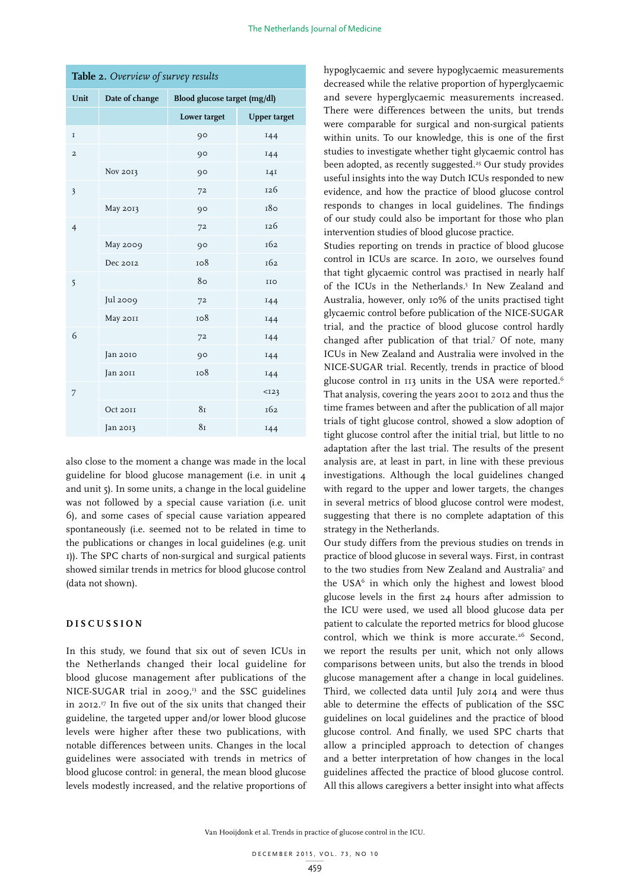**Table 2.** *Overview of survey results*

| Unit | Date of change | Blood glucose target (mg/dl) | |
|---|---|---|---|
| | | Lower target | Upper target |
| 1 | | 90 | 144 |
| 2 | | 90 | 144 |
| | Nov 2013 | 90 | 141 |
| 3 | | 72 | 126 |
| | May 2013 | 90 | 180 |
| 4 | | 72 | 126 |
| | May 2009 | 90 | 162 |
| | Dec 2012 | 108 | 162 |
| 5 | | 80 | 110 |
| | Jul 2009 | 72 | 144 |
| | May 2011 | 108 | 144 |
| 6 | | 72 | 144 |
| | Jan 2010 | 90 | 144 |
| | Jan 2011 | 108 | 144 |
| 7 | | | <123 |
| | Oct 2011 | 81 | 162 |
| | Jan 2013 | 81 | 144 |

also close to the moment a change was made in the local guideline for blood glucose management (i.e. in unit 4 and unit 5). In some units, a change in the local guideline was not followed by a special cause variation (i.e. unit 6), and some cases of special cause variation appeared spontaneously (i.e. seemed not to be related in time to the publications or changes in local guidelines (e.g. unit 1)). The SPC charts of non-surgical and surgical patients showed similar trends in metrics for blood glucose control (data not shown).

## DISCUSSION

In this study, we found that six out of seven ICUs in the Netherlands changed their local guideline for blood glucose management after publications of the NICE-SUGAR trial in 2009,[13] and the SSC guidelines in 2012.[17] In five out of the six units that changed their guideline, the targeted upper and/or lower blood glucose levels were higher after these two publications, with notable differences between units. Changes in the local guidelines were associated with trends in metrics of blood glucose control: in general, the mean blood glucose levels modestly increased, and the relative proportions of hypoglycaemic and severe hypoglycaemic measurements decreased while the relative proportion of hyperglycaemic and severe hyperglycaemic measurements increased. There were differences between the units, but trends were comparable for surgical and non-surgical patients within units. To our knowledge, this is one of the first studies to investigate whether tight glycaemic control has been adopted, as recently suggested.[25] Our study provides useful insights into the way Dutch ICUs responded to new evidence, and how the practice of blood glucose control responds to changes in local guidelines. The findings of our study could also be important for those who plan intervention studies of blood glucose practice.

Studies reporting on trends in practice of blood glucose control in ICUs are scarce. In 2010, we ourselves found that tight glycaemic control was practised in nearly half of the ICUs in the Netherlands.[5] In New Zealand and Australia, however, only 10% of the units practised tight glycaemic control before publication of the NICE-SUGAR trial, and the practice of blood glucose control hardly changed after publication of that trial.[7] Of note, many ICUs in New Zealand and Australia were involved in the NICE-SUGAR trial. Recently, trends in practice of blood glucose control in 113 units in the USA were reported.[6] That analysis, covering the years 2001 to 2012 and thus the time frames between and after the publication of all major trials of tight glucose control, showed a slow adoption of tight glucose control after the initial trial, but little to no adaptation after the last trial. The results of the present analysis are, at least in part, in line with these previous investigations. Although the local guidelines changed with regard to the upper and lower targets, the changes in several metrics of blood glucose control were modest, suggesting that there is no complete adaptation of this strategy in the Netherlands.

Our study differs from the previous studies on trends in practice of blood glucose in several ways. First, in contrast to the two studies from New Zealand and Australia[7] and the USA[6] in which only the highest and lowest blood glucose levels in the first 24 hours after admission to the ICU were used, we used all blood glucose data per patient to calculate the reported metrics for blood glucose control, which we think is more accurate.[26] Second, we report the results per unit, which not only allows comparisons between units, but also the trends in blood glucose management after a change in local guidelines. Third, we collected data until July 2014 and were thus able to determine the effects of publication of the SSC guidelines on local guidelines and the practice of blood glucose control. And finally, we used SPC charts that allow a principled approach to detection of changes and a better interpretation of how changes in the local guidelines affected the practice of blood glucose control. All this allows caregivers a better insight into what affects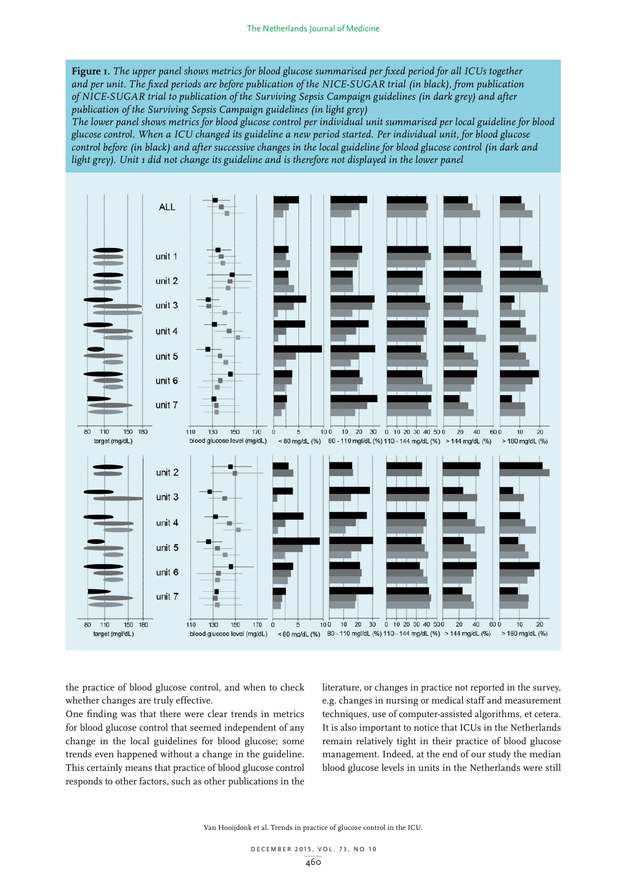**Figure 1.** *The upper panel shows metrics for blood glucose summarised per fixed period for all ICUs together and per unit. The fixed periods are before publication of the NICE-SUGAR trial (in black), from publication of NICE-SUGAR trial to publication of the Surviving Sepsis Campaign guidelines (in dark grey) and after publication of the Surviving Sepsis Campaign guidelines (in light grey)*

*The lower panel shows metrics for blood glucose control per individual unit summarised per local guideline for blood glucose control. When a ICU changed its guideline a new period started. Per individual unit, for blood glucose control before (in black) and after successive changes in the local guideline for blood glucose control (in dark and light grey). Unit 1 did not change its guideline and is therefore not displayed in the lower panel*

the practice of blood glucose control, and when to check whether changes are truly effective.

One finding was that there were clear trends in metrics for blood glucose control that seemed independent of any change in the local guidelines for blood glucose; some trends even happened without a change in the guideline. This certainly means that practice of blood glucose control responds to other factors, such as other publications in the literature, or changes in practice not reported in the survey, e.g. changes in nursing or medical staff and measurement techniques, use of computer-assisted algorithms, et cetera. It is also important to notice that ICUs in the Netherlands remain relatively tight in their practice of blood glucose management. Indeed, at the end of our study the median blood glucose levels in units in the Netherlands were still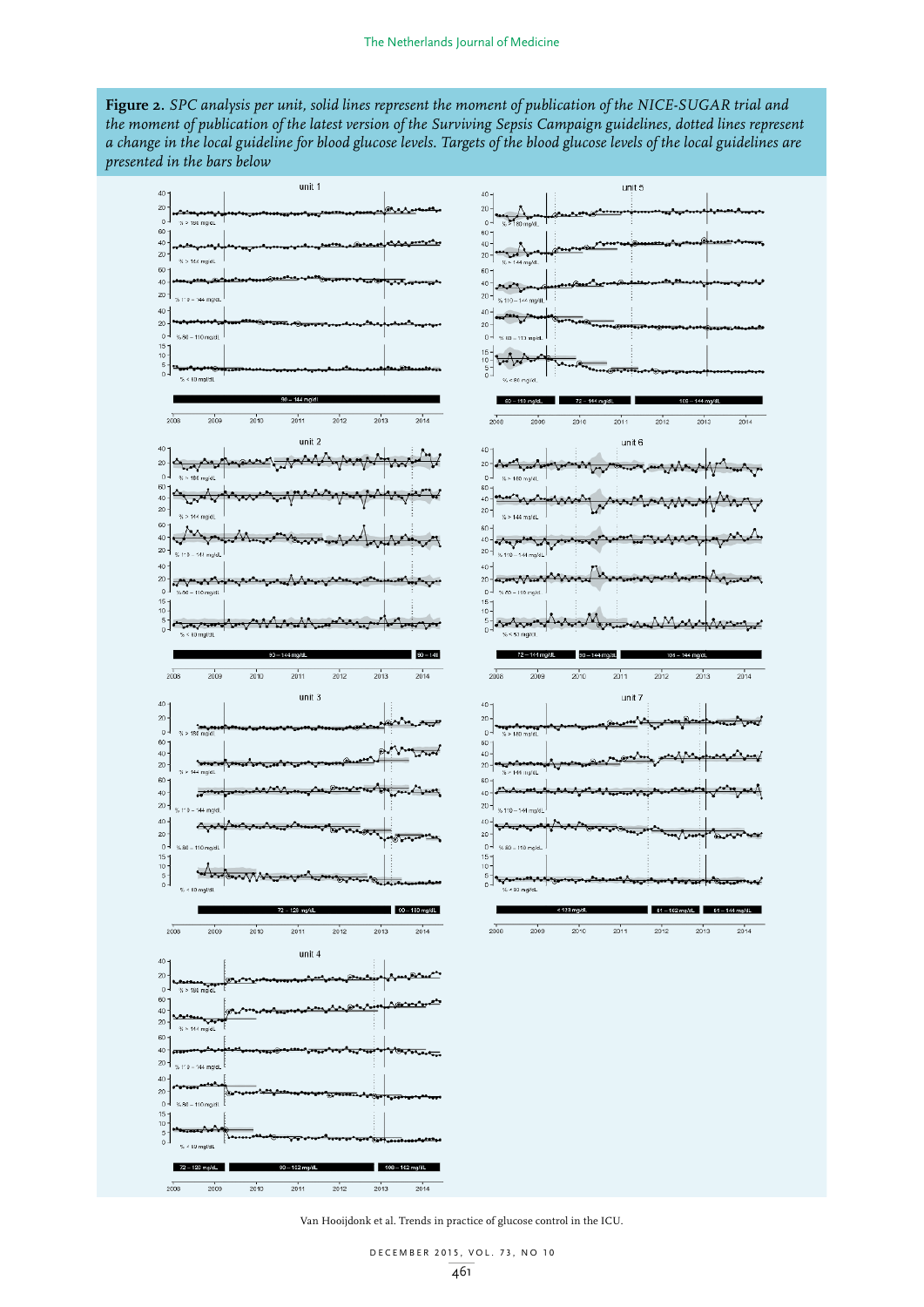**Figure 2.** *SPC analysis per unit, solid lines represent the moment of publication of the NICE-SUGAR trial and the moment of publication of the latest version of the Surviving Sepsis Campaign guidelines, dotted lines represent a change in the local guideline for blood glucose levels. Targets of the blood glucose levels of the local guidelines are presented in the bars below*

Van Hooijdonk et al. Trends in practice of glucose control in the ICU.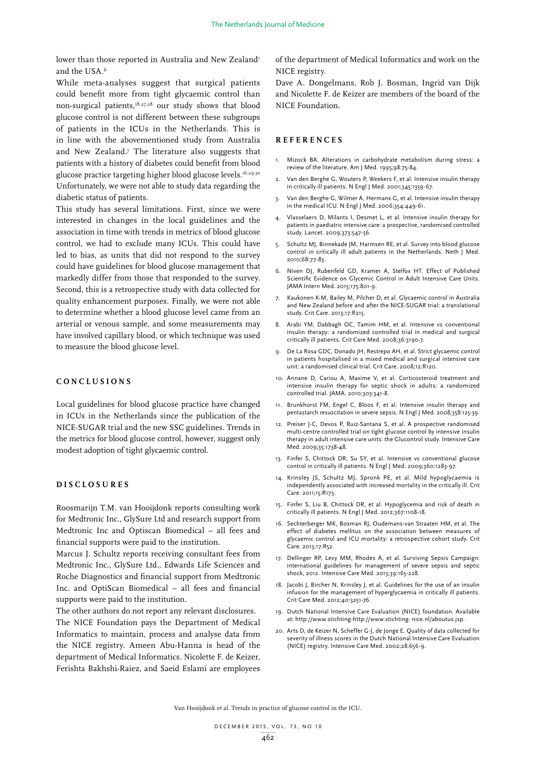lower than those reported in Australia and New Zealand[7] and the USA.[6]

While meta-analyses suggest that surgical patients could benefit more from tight glycaemic control than non-surgical patients,[18,27,28] our study shows that blood glucose control is not different between these subgroups of patients in the ICUs in the Netherlands. This is in line with the abovementioned study from Australia and New Zealand.[7] The literature also suggests that patients with a history of diabetes could benefit from blood glucose practice targeting higher blood glucose levels.[16,29,30] Unfortunately, we were not able to study data regarding the diabetic status of patients.

This study has several limitations. First, since we were interested in changes in the local guidelines and the association in time with trends in metrics of blood glucose control, we had to exclude many ICUs. This could have led to bias, as units that did not respond to the survey could have guidelines for blood glucose management that markedly differ from those that responded to the survey. Second, this is a retrospective study with data collected for quality enhancement purposes. Finally, we were not able to determine whether a blood glucose level came from an arterial or venous sample, and some measurements may have involved capillary blood, or which technique was used to measure the blood glucose level.

## CONCLUSIONS

Local guidelines for blood glucose practice have changed in ICUs in the Netherlands since the publication of the NICE-SUGAR trial and the new SSC guidelines. Trends in the metrics for blood glucose control, however, suggest only modest adoption of tight glycaemic control.

## DISCLOSURES

Roosmarijn T.M. van Hooijdonk reports consulting work for Medtronic Inc., GlySure Ltd and research support from Medtronic Inc and Optiscan Biomedical – all fees and financial supports were paid to the institution.

Marcus J. Schultz reports receiving consultant fees from Medtronic Inc., GlySure Ltd., Edwards Life Sciences and Roche Diagnostics and financial support from Medtronic Inc. and OptiScan Biomedical – all fees and financial supports were paid to the institution.

The other authors do not report any relevant disclosures.

The NICE Foundation pays the Department of Medical Informatics to maintain, process and analyse data from the NICE registry. Ameen Abu-Hanna is head of the department of Medical Informatics. Nicolette F. de Keizer, Ferishta Bakhshi-Raiez, and Saeid Eslami are employees of the department of Medical Informatics and work on the NICE registry.

Dave A. Dongelmans, Rob J. Bosman, Ingrid van Dijk and Nicolette F. de Keizer are members of the board of the NICE Foundation.

## REFERENCES

1. Mizock BA. Alterations in carbohydrate metabolism during stress: a review of the literature. Am J Med. 1995;98:75-84.
2. Van den Berghe G, Wouters P, Weekers F, et al. Intensive insulin therapy in critically ill patients. N Engl J Med. 2001;345:1359-67.
3. Van den Berghe G, Wilmer A, Hermans G, et al. Intensive insulin therapy in the medical ICU. N Engl J Med. 2006;354:449-61.
4. Vlasselaers D, Milants I, Desmet L, et al. Intensive insulin therapy for patients in paediatric intensive care: a prospective, randomised controlled study. Lancet. 2009;373:547-56.
5. Schultz MJ, Binnekade JM, Harmsen RE, et al. Survey into blood glucose control in critically ill adult patients in the Netherlands. Neth J Med. 2010;68:77-83.
6. Niven DJ, Rubenfeld GD, Kramer A, Stelfox HT. Effect of Published Scientific Evidence on Glycemic Control in Adult Intensive Care Units. JAMA Intern Med. 2015;175:801-9.
7. Kaukonen K-M, Bailey M, Pilcher D, et al. Glycaemic control in Australia and New Zealand before and after the NICE-SUGAR trial: a translational study. Crit Care. 2013;17:R215.
8. Arabi YM, Dabbagh OC, Tamim HM, et al. Intensive vs conventional insulin therapy: a randomized controlled trial in medical and surgical critically ill patients. Crit Care Med. 2008;36:3190-7.
9. De La Rosa GDC, Donado JH, Restrepo AH, et al. Strict glycaemic control in patients hospitalised in a mixed medical and surgical intensive care unit: a randomised clinical trial. Crit Care. 2008;12:R120.
10. Annane D, Cariou A, Maxime V, et al. Corticosteroid treatment and intensive insulin therapy for septic shock in adults: a randomized controlled trial. JAMA. 2010;303:341-8.
11. Brunkhorst FM, Engel C, Bloos F, et al. Intensive insulin therapy and pentastarch resuscitation in severe sepsis. N Engl J Med. 2008;358:125-39.
12. Preiser J-C, Devos P, Ruiz-Santana S, et al. A prospective randomised multi-centre controlled trial on tight glucose control by intensive insulin therapy in adult intensive care units: the Glucontrol study. Intensive Care Med. 2009;35:1738-48.
13. Finfer S, Chittock DR, Su SY, et al. Intensive versus conventional glucose control in critically ill patients. N Engl J Med. 2009;360:1283-97.
14. Krinsley JS, Schultz MJ, Spronk PE, et al. Mild hypoglycaemia is independently associated with increased mortality in the critically ill. Crit Care. 2011;15:R173.
15. Finfer S, Liu B, Chittock DR, et al. Hypoglycemia and risk of death in critically ill patients. N Engl J Med. 2012;367:1108-18.
16. Sechterberger MK, Bosman RJ, Oudemans-van Straaten HM, et al. The effect of diabetes mellitus on the association between measures of glycaemic control and ICU mortality: a retrospective cohort study. Crit Care. 2013;17:R52.
17. Dellinger RP, Levy MM, Rhodes A, et al. Surviving Sepsis Campaign: international guidelines for management of severe sepsis and septic shock, 2012. Intensive Care Med. 2013;39:165-228.
18. Jacobi J, Bircher N, Krinsley J, et al. Guidelines for the use of an insulin infusion for the management of hyperglycaemia in critically ill patients. Crit Care Med. 2012;40:3251-76.
19. Dutch National Intensive Care Evaluation (NICE) foundation. Available at: http://www.stichting-http://www.stichting- nice.nl/aboutus.jsp.
20. Arts D, de Keizer N, Scheffer G-J, de Jonge E. Quality of data collected for severity of illness scores in the Dutch National Intensive Care Evaluation (NICE) registry. Intensive Care Med. 2002;28:656-9.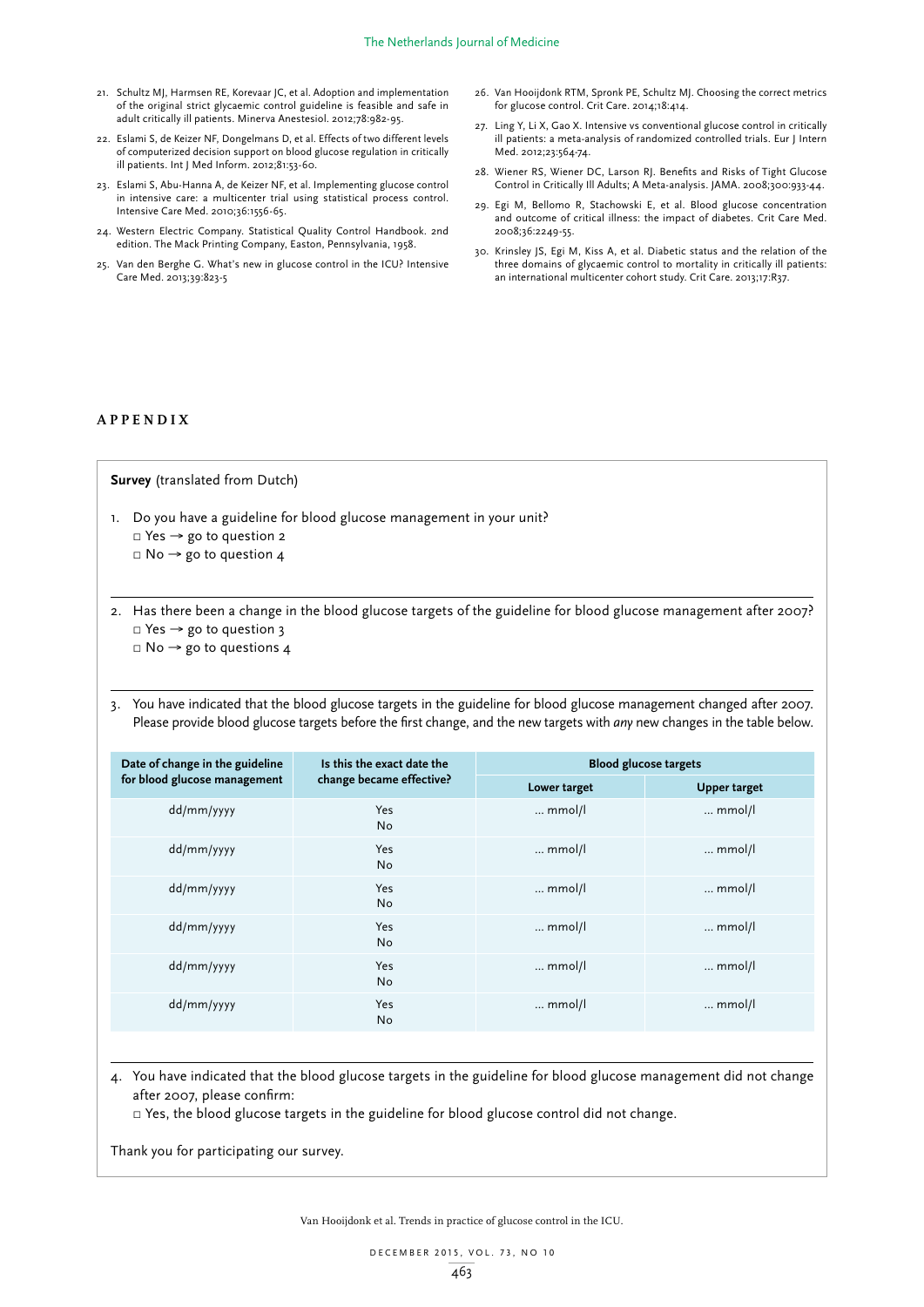21. Schultz MJ, Harmsen RE, Korevaar JC, et al. Adoption and implementation of the original strict glycaemic control guideline is feasible and safe in adult critically ill patients. Minerva Anestesiol. 2012;78:982-95.
22. Eslami S, de Keizer NF, Dongelmans D, et al. Effects of two different levels of computerized decision support on blood glucose regulation in critically ill patients. Int J Med Inform. 2012;81:53-60.
23. Eslami S, Abu-Hanna A, de Keizer NF, et al. Implementing glucose control in intensive care: a multicenter trial using statistical process control. Intensive Care Med. 2010;36:1556-65.
24. Western Electric Company. Statistical Quality Control Handbook. 2nd edition. The Mack Printing Company, Easton, Pennsylvania, 1958.
25. Van den Berghe G. What's new in glucose control in the ICU? Intensive Care Med. 2013;39:823-5
26. Van Hooijdonk RTM, Spronk PE, Schultz MJ. Choosing the correct metrics for glucose control. Crit Care. 2014;18:414.
27. Ling Y, Li X, Gao X. Intensive vs conventional glucose control in critically ill patients: a meta-analysis of randomized controlled trials. Eur J Intern Med. 2012;23:564-74.
28. Wiener RS, Wiener DC, Larson RJ. Benefits and Risks of Tight Glucose Control in Critically Ill Adults; A Meta-analysis. JAMA. 2008;300:933-44.
29. Egi M, Bellomo R, Stachowski E, et al. Blood glucose concentration and outcome of critical illness: the impact of diabetes. Crit Care Med. 2008;36:2249-55.
30. Krinsley JS, Egi M, Kiss A, et al. Diabetic status and the relation of the three domains of glycaemic control to mortality in critically ill patients: an international multicenter cohort study. Crit Care. 2013;17:R37.

## APPENDIX

**Survey** (translated from Dutch)

1. Do you have a guideline for blood glucose management in your unit?
   - □ Yes → go to question 2
   - □ No → go to question 4

2. Has there been a change in the blood glucose targets of the guideline for blood glucose management after 2007?
   - □ Yes → go to question 3
   - □ No → go to questions 4

3. You have indicated that the blood glucose targets in the guideline for blood glucose management changed after 2007. Please provide blood glucose targets before the first change, and the new targets with *any* new changes in the table below.

| Date of change in the guideline for blood glucose management | Is this the exact date the change became effective? | Blood glucose targets | |
|---|---|---|---|
| | | Lower target | Upper target |
| dd/mm/yyyy | Yes No | ... mmol/l | ... mmol/l |
| dd/mm/yyyy | Yes No | ... mmol/l | ... mmol/l |
| dd/mm/yyyy | Yes No | ... mmol/l | ... mmol/l |
| dd/mm/yyyy | Yes No | ... mmol/l | ... mmol/l |
| dd/mm/yyyy | Yes No | ... mmol/l | ... mmol/l |
| dd/mm/yyyy | Yes No | ... mmol/l | ... mmol/l |

4. You have indicated that the blood glucose targets in the guideline for blood glucose management did not change after 2007, please confirm:
   - □ Yes, the blood glucose targets in the guideline for blood glucose control did not change.

Thank you for participating our survey.